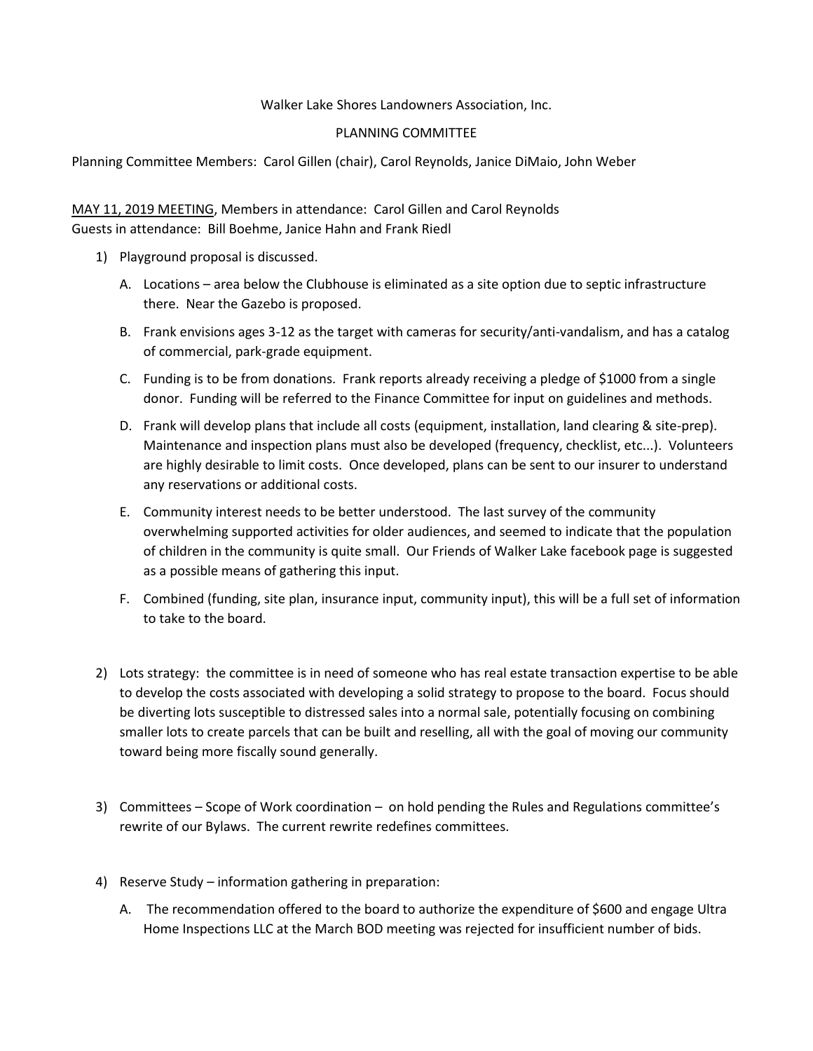Walker Lake Shores Landowners Association, Inc.

PLANNING COMMITTEE

Planning Committee Members: Carol Gillen (chair), Carol Reynolds, Janice DiMaio, John Weber

<u>MAY 11, 2019 MEETING</u>, Members in attendance: Carol Gillen and Carol Reynolds
Guests in attendance: Bill Boehme, Janice Hahn and Frank Riedl

1) Playground proposal is discussed.
   - A. Locations – area below the Clubhouse is eliminated as a site option due to septic infrastructure there. Near the Gazebo is proposed.
   - B. Frank envisions ages 3-12 as the target with cameras for security/anti-vandalism, and has a catalog of commercial, park-grade equipment.
   - C. Funding is to be from donations. Frank reports already receiving a pledge of $1000 from a single donor. Funding will be referred to the Finance Committee for input on guidelines and methods.
   - D. Frank will develop plans that include all costs (equipment, installation, land clearing & site-prep). Maintenance and inspection plans must also be developed (frequency, checklist, etc...). Volunteers are highly desirable to limit costs. Once developed, plans can be sent to our insurer to understand any reservations or additional costs.
   - E. Community interest needs to be better understood. The last survey of the community overwhelming supported activities for older audiences, and seemed to indicate that the population of children in the community is quite small. Our Friends of Walker Lake facebook page is suggested as a possible means of gathering this input.
   - F. Combined (funding, site plan, insurance input, community input), this will be a full set of information to take to the board.

2) Lots strategy: the committee is in need of someone who has real estate transaction expertise to be able to develop the costs associated with developing a solid strategy to propose to the board. Focus should be diverting lots susceptible to distressed sales into a normal sale, potentially focusing on combining smaller lots to create parcels that can be built and reselling, all with the goal of moving our community toward being more fiscally sound generally.

3) Committees – Scope of Work coordination – on hold pending the Rules and Regulations committee's rewrite of our Bylaws. The current rewrite redefines committees.

4) Reserve Study – information gathering in preparation:
   - A. The recommendation offered to the board to authorize the expenditure of $600 and engage Ultra Home Inspections LLC at the March BOD meeting was rejected for insufficient number of bids.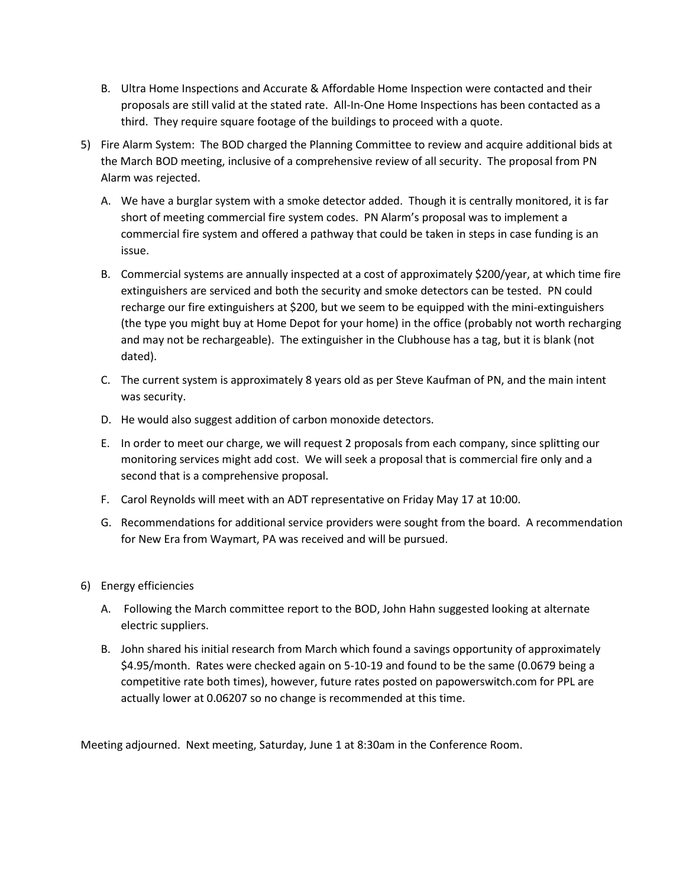B. Ultra Home Inspections and Accurate & Affordable Home Inspection were contacted and their proposals are still valid at the stated rate. All-In-One Home Inspections has been contacted as a third. They require square footage of the buildings to proceed with a quote.

5) Fire Alarm System: The BOD charged the Planning Committee to review and acquire additional bids at the March BOD meeting, inclusive of a comprehensive review of all security. The proposal from PN Alarm was rejected.

   A. We have a burglar system with a smoke detector added. Though it is centrally monitored, it is far short of meeting commercial fire system codes. PN Alarm's proposal was to implement a commercial fire system and offered a pathway that could be taken in steps in case funding is an issue.

   B. Commercial systems are annually inspected at a cost of approximately $200/year, at which time fire extinguishers are serviced and both the security and smoke detectors can be tested. PN could recharge our fire extinguishers at $200, but we seem to be equipped with the mini-extinguishers (the type you might buy at Home Depot for your home) in the office (probably not worth recharging and may not be rechargeable). The extinguisher in the Clubhouse has a tag, but it is blank (not dated).

   C. The current system is approximately 8 years old as per Steve Kaufman of PN, and the main intent was security.

   D. He would also suggest addition of carbon monoxide detectors.

   E. In order to meet our charge, we will request 2 proposals from each company, since splitting our monitoring services might add cost. We will seek a proposal that is commercial fire only and a second that is a comprehensive proposal.

   F. Carol Reynolds will meet with an ADT representative on Friday May 17 at 10:00.

   G. Recommendations for additional service providers were sought from the board. A recommendation for New Era from Waymart, PA was received and will be pursued.

6) Energy efficiencies

   A. Following the March committee report to the BOD, John Hahn suggested looking at alternate electric suppliers.

   B. John shared his initial research from March which found a savings opportunity of approximately $4.95/month. Rates were checked again on 5-10-19 and found to be the same (0.0679 being a competitive rate both times), however, future rates posted on papowerswitch.com for PPL are actually lower at 0.06207 so no change is recommended at this time.

Meeting adjourned. Next meeting, Saturday, June 1 at 8:30am in the Conference Room.